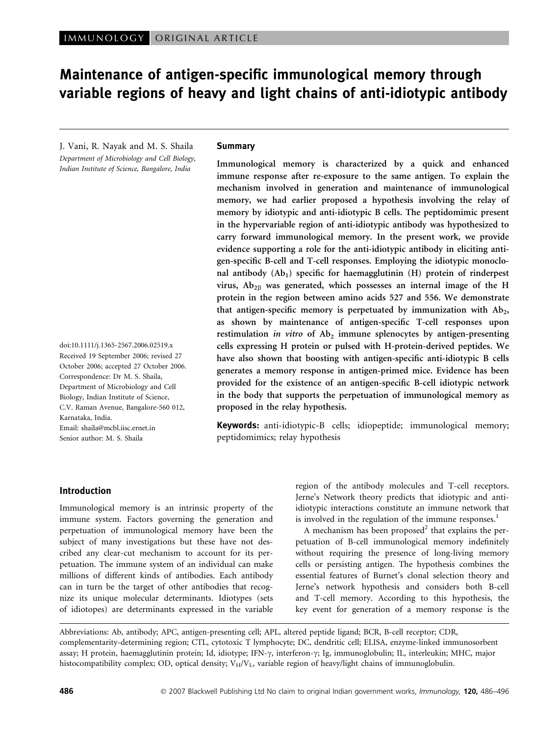IMMUNOLOGY ORIGINAL ARTICLE

# Maintenance of antigen-specific immunological memory through variable regions of heavy and light chains of anti-idiotypic antibody

J. Vani, R. Nayak and M. S. Shaila
*Department of Microbiology and Cell Biology, Indian Institute of Science, Bangalore, India*

doi:10.1111/j.1365-2567.2006.02519.x
Received 19 September 2006; revised 27 October 2006; accepted 27 October 2006.
Correspondence: Dr M. S. Shaila, Department of Microbiology and Cell Biology, Indian Institute of Science, C.V. Raman Avenue, Bangalore-560 012, Karnataka, India.
Email: shaila@mcbl.iisc.ernet.in
Senior author: M. S. Shaila

## Summary

**Immunological memory is characterized by a quick and enhanced immune response after re-exposure to the same antigen. To explain the mechanism involved in generation and maintenance of immunological memory, we had earlier proposed a hypothesis involving the relay of memory by idiotypic and anti-idiotypic B cells. The peptidomimic present in the hypervariable region of anti-idiotypic antibody was hypothesized to carry forward immunological memory. In the present work, we provide evidence supporting a role for the anti-idiotypic antibody in eliciting antigen-specific B-cell and T-cell responses. Employing the idiotypic monoclonal antibody ($Ab_1$) specific for haemagglutinin (H) protein of rinderpest virus, $Ab_{2\beta}$ was generated, which possesses an internal image of the H protein in the region between amino acids 527 and 556. We demonstrate that antigen-specific memory is perpetuated by immunization with $Ab_2$, as shown by maintenance of antigen-specific T-cell responses upon restimulation *in vitro* of $Ab_2$ immune splenocytes by antigen-presenting cells expressing H protein or pulsed with H-protein-derived peptides. We have also shown that boosting with antigen-specific anti-idiotypic B cells generates a memory response in antigen-primed mice. Evidence has been provided for the existence of an antigen-specific B-cell idiotypic network in the body that supports the perpetuation of immunological memory as proposed in the relay hypothesis.**

**Keywords:** anti-idiotypic-B cells; idiopeptide; immunological memory; peptidomimics; relay hypothesis

## Introduction

Immunological memory is an intrinsic property of the immune system. Factors governing the generation and perpetuation of immunological memory have been the subject of many investigations but these have not described any clear-cut mechanism to account for its perpetuation. The immune system of an individual can make millions of different kinds of antibodies. Each antibody can in turn be the target of other antibodies that recognize its unique molecular determinants. Idiotypes (sets of idiotopes) are determinants expressed in the variable region of the antibody molecules and T-cell receptors. Jerne's Network theory predicts that idiotypic and anti-idiotypic interactions constitute an immune network that is involved in the regulation of the immune responses.[1]

A mechanism has been proposed[2] that explains the perpetuation of B-cell immunological memory indefinitely without requiring the presence of long-living memory cells or persisting antigen. The hypothesis combines the essential features of Burnet's clonal selection theory and Jerne's network hypothesis and considers both B-cell and T-cell memory. According to this hypothesis, the key event for generation of a memory response is the

Abbreviations: Ab, antibody; APC, antigen-presenting cell; APL, altered peptide ligand; BCR, B-cell receptor; CDR, complementarity-determining region; CTL, cytotoxic T lymphocyte; DC, dendritic cell; ELISA, enzyme-linked immunosorbent assay; H protein, haemagglutinin protein; Id, idiotype; IFN-γ, interferon-γ; Ig, immunoglobulin; IL, interleukin; MHC, major histocompatibility complex; OD, optical density; $V_H/V_L$, variable region of heavy/light chains of immunoglobulin.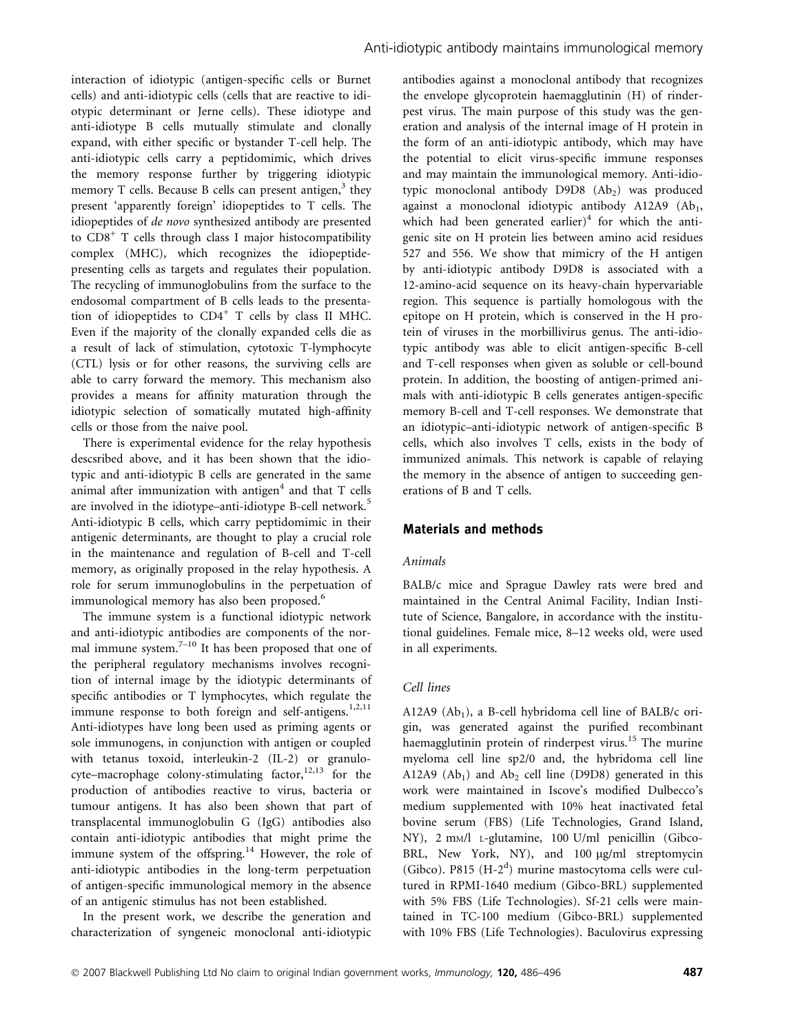interaction of idiotypic (antigen-specific cells or Burnet cells) and anti-idiotypic cells (cells that are reactive to idiotypic determinant or Jerne cells). These idiotype and anti-idiotype B cells mutually stimulate and clonally expand, with either specific or bystander T-cell help. The anti-idiotypic cells carry a peptidomimic, which drives the memory response further by triggering idiotypic memory T cells. Because B cells can present antigen,[3] they present 'apparently foreign' idiopeptides to T cells. The idiopeptides of *de novo* synthesized antibody are presented to $CD8^+$ T cells through class I major histocompatibility complex (MHC), which recognizes the idiopeptide-presenting cells as targets and regulates their population. The recycling of immunoglobulins from the surface to the endosomal compartment of B cells leads to the presentation of idiopeptides to $CD4^+$ T cells by class II MHC. Even if the majority of the clonally expanded cells die as a result of lack of stimulation, cytotoxic T-lymphocyte (CTL) lysis or for other reasons, the surviving cells are able to carry forward the memory. This mechanism also provides a means for affinity maturation through the idiotypic selection of somatically mutated high-affinity cells or those from the naive pool.

There is experimental evidence for the relay hypothesis descsribed above, and it has been shown that the idiotypic and anti-idiotypic B cells are generated in the same animal after immunization with antigen[4] and that T cells are involved in the idiotype–anti-idiotype B-cell network.[5] Anti-idiotypic B cells, which carry peptidomimic in their antigenic determinants, are thought to play a crucial role in the maintenance and regulation of B-cell and T-cell memory, as originally proposed in the relay hypothesis. A role for serum immunoglobulins in the perpetuation of immunological memory has also been proposed.[6]

The immune system is a functional idiotypic network and anti-idiotypic antibodies are components of the normal immune system.[7–10] It has been proposed that one of the peripheral regulatory mechanisms involves recognition of internal image by the idiotypic determinants of specific antibodies or T lymphocytes, which regulate the immune response to both foreign and self-antigens.[1,2,11] Anti-idiotypes have long been used as priming agents or sole immunogens, in conjunction with antigen or coupled with tetanus toxoid, interleukin-2 (IL-2) or granulocyte–macrophage colony-stimulating factor,[12,13] for the production of antibodies reactive to virus, bacteria or tumour antigens. It has also been shown that part of transplacental immunoglobulin G (IgG) antibodies also contain anti-idiotypic antibodies that might prime the immune system of the offspring.[14] However, the role of anti-idiotypic antibodies in the long-term perpetuation of antigen-specific immunological memory in the absence of an antigenic stimulus has not been established.

In the present work, we describe the generation and characterization of syngeneic monoclonal anti-idiotypic antibodies against a monoclonal antibody that recognizes the envelope glycoprotein haemagglutinin (H) of rinderpest virus. The main purpose of this study was the generation and analysis of the internal image of H protein in the form of an anti-idiotypic antibody, which may have the potential to elicit virus-specific immune responses and may maintain the immunological memory. Anti-idiotypic monoclonal antibody D9D8 ($Ab_2$) was produced against a monoclonal idiotypic antibody A12A9 ($Ab_1$, which had been generated earlier)[4] for which the antigenic site on H protein lies between amino acid residues 527 and 556. We show that mimicry of the H antigen by anti-idiotypic antibody D9D8 is associated with a 12-amino-acid sequence on its heavy-chain hypervariable region. This sequence is partially homologous with the epitope on H protein, which is conserved in the H protein of viruses in the morbillivirus genus. The anti-idiotypic antibody was able to elicit antigen-specific B-cell and T-cell responses when given as soluble or cell-bound protein. In addition, the boosting of antigen-primed animals with anti-idiotypic B cells generates antigen-specific memory B-cell and T-cell responses. We demonstrate that an idiotypic–anti-idiotypic network of antigen-specific B cells, which also involves T cells, exists in the body of immunized animals. This network is capable of relaying the memory in the absence of antigen to succeeding generations of B and T cells.

## Materials and methods

### Animals

BALB/c mice and Sprague Dawley rats were bred and maintained in the Central Animal Facility, Indian Institute of Science, Bangalore, in accordance with the institutional guidelines. Female mice, 8–12 weeks old, were used in all experiments.

### Cell lines

A12A9 ($Ab_1$), a B-cell hybridoma cell line of BALB/c origin, was generated against the purified recombinant haemagglutinin protein of rinderpest virus.[15] The murine myeloma cell line sp2/0 and, the hybridoma cell line A12A9 ($Ab_1$) and $Ab_2$ cell line (D9D8) generated in this work were maintained in Iscove's modified Dulbecco's medium supplemented with 10% heat inactivated fetal bovine serum (FBS) (Life Technologies, Grand Island, NY), 2 mm/l L-glutamine, 100 U/ml penicillin (Gibco-BRL, New York, NY), and 100 μg/ml streptomycin (Gibco). P815 (H-$2^d$) murine mastocytoma cells were cultured in RPMI-1640 medium (Gibco-BRL) supplemented with 5% FBS (Life Technologies). Sf-21 cells were maintained in TC-100 medium (Gibco-BRL) supplemented with 10% FBS (Life Technologies). Baculovirus expressing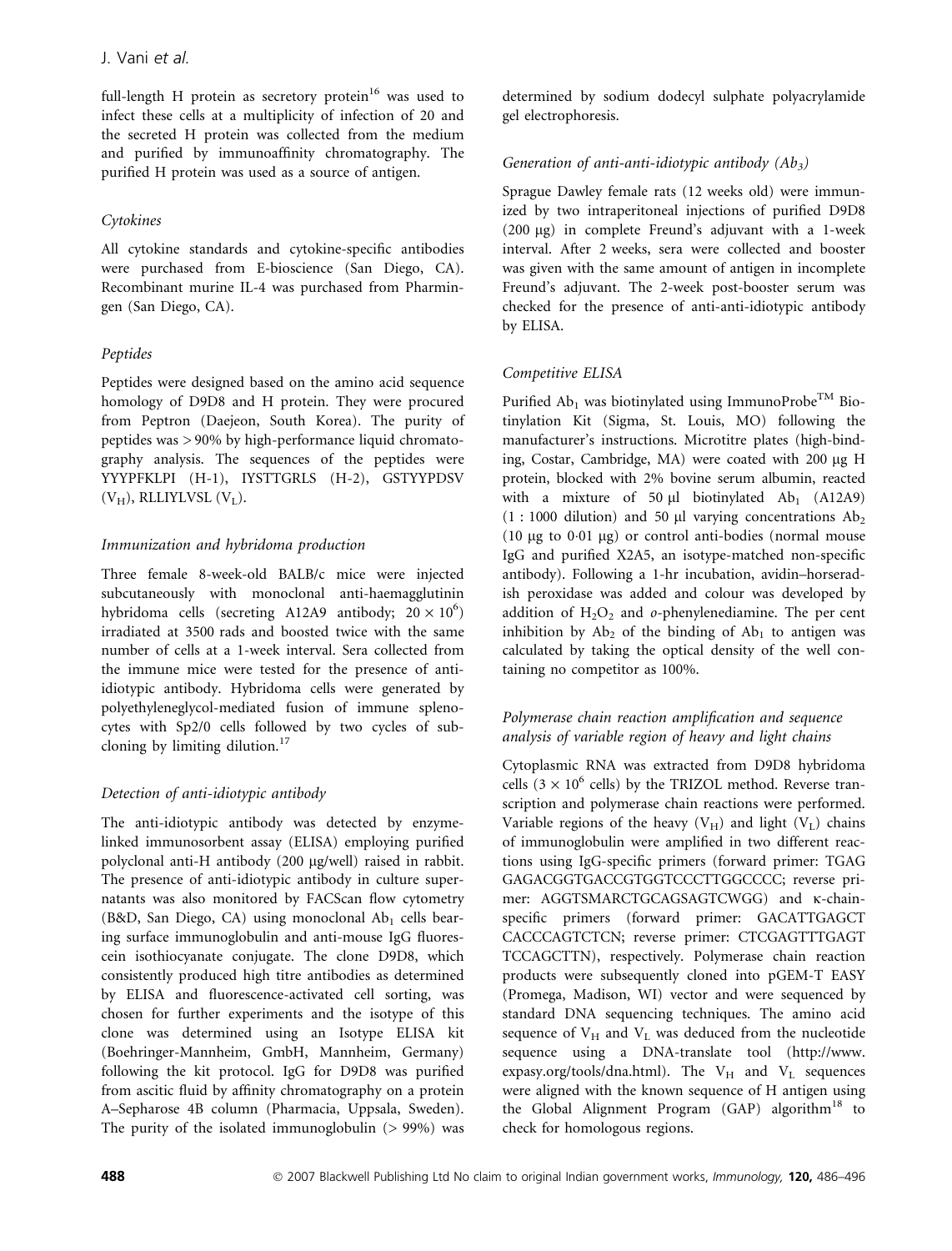full-length H protein as secretory protein[16] was used to infect these cells at a multiplicity of infection of 20 and the secreted H protein was collected from the medium and purified by immunoaffinity chromatography. The purified H protein was used as a source of antigen.

### Cytokines

All cytokine standards and cytokine-specific antibodies were purchased from E-bioscience (San Diego, CA). Recombinant murine IL-4 was purchased from Pharmingen (San Diego, CA).

### Peptides

Peptides were designed based on the amino acid sequence homology of D9D8 and H protein. They were procured from Peptron (Daejeon, South Korea). The purity of peptides was > 90% by high-performance liquid chromatography analysis. The sequences of the peptides were YYYPFKLPI (H-1), IYSTTGRLS (H-2), GSTYYPDSV ($V_H$), RLLIYLVSL ($V_L$).

### Immunization and hybridoma production

Three female 8-week-old BALB/c mice were injected subcutaneously with monoclonal anti-haemagglutinin hybridoma cells (secreting A12A9 antibody; $20 \times 10^6$) irradiated at 3500 rads and boosted twice with the same number of cells at a 1-week interval. Sera collected from the immune mice were tested for the presence of anti-idiotypic antibody. Hybridoma cells were generated by polyethyleneglycol-mediated fusion of immune splenocytes with Sp2/0 cells followed by two cycles of subcloning by limiting dilution.[17]

### Detection of anti-idiotypic antibody

The anti-idiotypic antibody was detected by enzyme-linked immunosorbent assay (ELISA) employing purified polyclonal anti-H antibody (200 μg/well) raised in rabbit. The presence of anti-idiotypic antibody in culture supernatants was also monitored by FACScan flow cytometry (B&D, San Diego, CA) using monoclonal $Ab_1$ cells bearing surface immunoglobulin and anti-mouse IgG fluorescein isothiocyanate conjugate. The clone D9D8, which consistently produced high titre antibodies as determined by ELISA and fluorescence-activated cell sorting, was chosen for further experiments and the isotype of this clone was determined using an Isotype ELISA kit (Boehringer-Mannheim, GmbH, Mannheim, Germany) following the kit protocol. IgG for D9D8 was purified from ascitic fluid by affinity chromatography on a protein A–Sepharose 4B column (Pharmacia, Uppsala, Sweden). The purity of the isolated immunoglobulin (> 99%) was determined by sodium dodecyl sulphate polyacrylamide gel electrophoresis.

### Generation of anti-anti-idiotypic antibody ($Ab_3$)

Sprague Dawley female rats (12 weeks old) were immunized by two intraperitoneal injections of purified D9D8 (200 μg) in complete Freund's adjuvant with a 1-week interval. After 2 weeks, sera were collected and booster was given with the same amount of antigen in incomplete Freund's adjuvant. The 2-week post-booster serum was checked for the presence of anti-anti-idiotypic antibody by ELISA.

### Competitive ELISA

Purified $Ab_1$ was biotinylated using ImmunoProbe™ Biotinylation Kit (Sigma, St. Louis, MO) following the manufacturer's instructions. Microtitre plates (high-binding, Costar, Cambridge, MA) were coated with 200 μg H protein, blocked with 2% bovine serum albumin, reacted with a mixture of 50 μl biotinylated $Ab_1$ (A12A9) (1 : 1000 dilution) and 50 μl varying concentrations $Ab_2$ (10 μg to 0·01 μg) or control anti-bodies (normal mouse IgG and purified X2A5, an isotype-matched non-specific antibody). Following a 1-hr incubation, avidin–horseradish peroxidase was added and colour was developed by addition of $H_2O_2$ and *o*-phenylenediamine. The per cent inhibition by $Ab_2$ of the binding of $Ab_1$ to antigen was calculated by taking the optical density of the well containing no competitor as 100%.

### Polymerase chain reaction amplification and sequence analysis of variable region of heavy and light chains

Cytoplasmic RNA was extracted from D9D8 hybridoma cells ($3 \times 10^6$ cells) by the TRIZOL method. Reverse transcription and polymerase chain reactions were performed. Variable regions of the heavy ($V_H$) and light ($V_L$) chains of immunoglobulin were amplified in two different reactions using IgG-specific primers (forward primer: TGAG GAGACGGTGACCGTGGTCCCTTGGCCCC; reverse primer: AGGTSMARCTGCAGSAGTCWGG) and κ-chain-specific primers (forward primer: GACATTGAGCT CACCCAGTCTCN; reverse primer: CTCGAGTTTGAGT TCCAGCTTN), respectively. Polymerase chain reaction products were subsequently cloned into pGEM-T EASY (Promega, Madison, WI) vector and were sequenced by standard DNA sequencing techniques. The amino acid sequence of $V_H$ and $V_L$ was deduced from the nucleotide sequence using a DNA-translate tool (http://www.expasy.org/tools/dna.html). The $V_H$ and $V_L$ sequences were aligned with the known sequence of H antigen using the Global Alignment Program (GAP) algorithm[18] to check for homologous regions.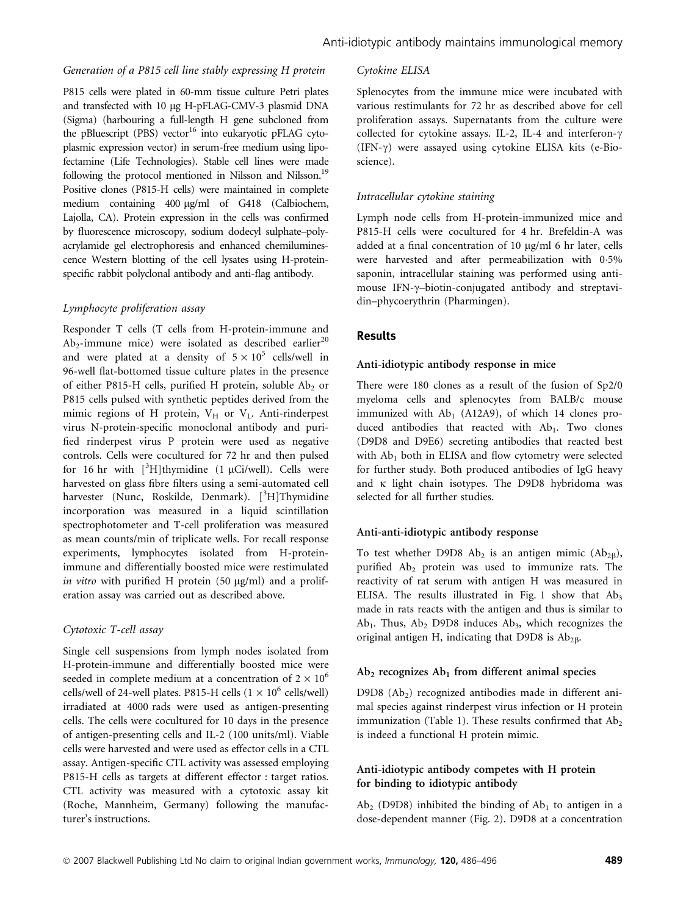### Generation of a P815 cell line stably expressing H protein

P815 cells were plated in 60-mm tissue culture Petri plates and transfected with 10 μg H-pFLAG-CMV-3 plasmid DNA (Sigma) (harbouring a full-length H gene subcloned from the pBluescript (PBS) vector[16] into eukaryotic pFLAG cytoplasmic expression vector) in serum-free medium using lipofectamine (Life Technologies). Stable cell lines were made following the protocol mentioned in Nilsson and Nilsson.[19] Positive clones (P815-H cells) were maintained in complete medium containing 400 μg/ml of G418 (Calbiochem, Lajolla, CA). Protein expression in the cells was confirmed by fluorescence microscopy, sodium dodecyl sulphate–polyacrylamide gel electrophoresis and enhanced chemiluminescence Western blotting of the cell lysates using H-protein-specific rabbit polyclonal antibody and anti-flag antibody.

### Lymphocyte proliferation assay

Responder T cells (T cells from H-protein-immune and $Ab_2$-immune mice) were isolated as described earlier[20] and were plated at a density of $5 \times 10^5$ cells/well in 96-well flat-bottomed tissue culture plates in the presence of either P815-H cells, purified H protein, soluble $Ab_2$ or P815 cells pulsed with synthetic peptides derived from the mimic regions of H protein, $V_H$ or $V_L$. Anti-rinderpest virus N-protein-specific monoclonal antibody and purified rinderpest virus P protein were used as negative controls. Cells were cocultured for 72 hr and then pulsed for 16 hr with [$^3$H]thymidine (1 μCi/well). Cells were harvested on glass fibre filters using a semi-automated cell harvester (Nunc, Roskilde, Denmark). [$^3$H]Thymidine incorporation was measured in a liquid scintillation spectrophotometer and T-cell proliferation was measured as mean counts/min of triplicate wells. For recall response experiments, lymphocytes isolated from H-protein-immune and differentially boosted mice were restimulated *in vitro* with purified H protein (50 μg/ml) and a proliferation assay was carried out as described above.

### Cytotoxic T-cell assay

Single cell suspensions from lymph nodes isolated from H-protein-immune and differentially boosted mice were seeded in complete medium at a concentration of $2 \times 10^6$ cells/well of 24-well plates. P815-H cells ($1 \times 10^6$ cells/well) irradiated at 4000 rads were used as antigen-presenting cells. The cells were cocultured for 10 days in the presence of antigen-presenting cells and IL-2 (100 units/ml). Viable cells were harvested and were used as effector cells in a CTL assay. Antigen-specific CTL activity was assessed employing P815-H cells as targets at different effector : target ratios. CTL activity was measured with a cytotoxic assay kit (Roche, Mannheim, Germany) following the manufacturer's instructions.

### Cytokine ELISA

Splenocytes from the immune mice were incubated with various restimulants for 72 hr as described above for cell proliferation assays. Supernatants from the culture were collected for cytokine assays. IL-2, IL-4 and interferon-γ (IFN-γ) were assayed using cytokine ELISA kits (e-Bioscience).

### Intracellular cytokine staining

Lymph node cells from H-protein-immunized mice and P815-H cells were cocultured for 4 hr. Brefeldin-A was added at a final concentration of 10 μg/ml 6 hr later, cells were harvested and after permeabilization with 0·5% saponin, intracellular staining was performed using anti-mouse IFN-γ–biotin-conjugated antibody and streptavidin–phycoerythrin (Pharmingen).

## Results

### Anti-idiotypic antibody response in mice

There were 180 clones as a result of the fusion of Sp2/0 myeloma cells and splenocytes from BALB/c mouse immunized with $Ab_1$ (A12A9), of which 14 clones produced antibodies that reacted with $Ab_1$. Two clones (D9D8 and D9E6) secreting antibodies that reacted best with $Ab_1$ both in ELISA and flow cytometry were selected for further study. Both produced antibodies of IgG heavy and κ light chain isotypes. The D9D8 hybridoma was selected for all further studies.

### Anti-anti-idiotypic antibody response

To test whether D9D8 $Ab_2$ is an antigen mimic ($Ab_{2\beta}$), purified $Ab_2$ protein was used to immunize rats. The reactivity of rat serum with antigen H was measured in ELISA. The results illustrated in Fig. 1 show that $Ab_3$ made in rats reacts with the antigen and thus is similar to $Ab_1$. Thus, $Ab_2$ D9D8 induces $Ab_3$, which recognizes the original antigen H, indicating that D9D8 is $Ab_{2\beta}$.

### $Ab_2$ recognizes $Ab_1$ from different animal species

D9D8 ($Ab_2$) recognized antibodies made in different animal species against rinderpest virus infection or H protein immunization (Table 1). These results confirmed that $Ab_2$ is indeed a functional H protein mimic.

### Anti-idiotypic antibody competes with H protein for binding to idiotypic antibody

$Ab_2$ (D9D8) inhibited the binding of $Ab_1$ to antigen in a dose-dependent manner (Fig. 2). D9D8 at a concentration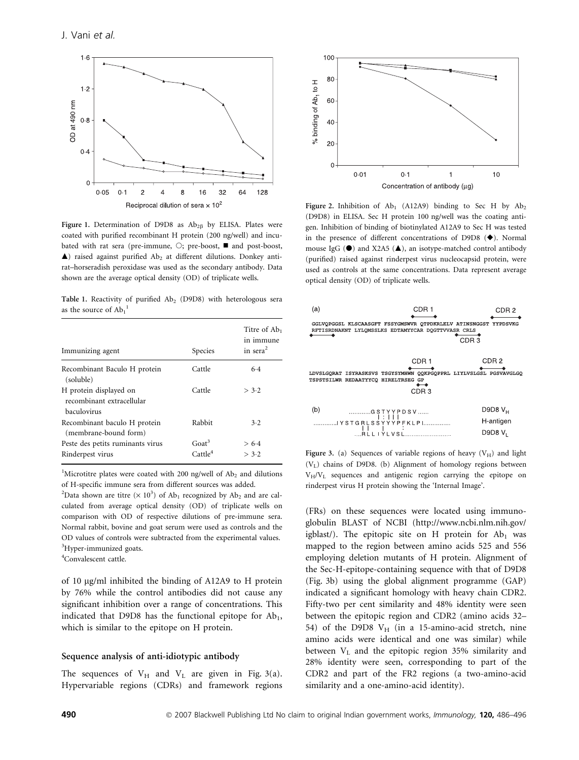Figure 1. Determination of D9D8 as $Ab_{2\beta}$ by ELISA. Plates were coated with purified recombinant H protein (200 ng/well) and incubated with rat sera (pre-immune, ○; pre-boost, ■ and post-boost, ▲) raised against purified $Ab_2$ at different dilutions. Donkey anti-rat–horseradish peroxidase was used as the secondary antibody. Data shown are the average optical density (OD) of triplicate wells.

Table 1. Reactivity of purified $Ab_2$ (D9D8) with heterologous sera as the source of $Ab_1$ [1]

| Immunizing agent | Species | Titre of $Ab_1$ in immune in sera[2] |
|---|---|---|
| Recombinant Baculo H protein (soluble) | Cattle | 6·4 |
| H protein displayed on recombinant extracellular baculovirus | Cattle | > 3·2 |
| Recombinant baculo H protein (membrane-bound form) | Rabbit | 3·2 |
| Peste des petits ruminants virus | Goat[3] | > 6·4 |
| Rinderpest virus | Cattle[4] | > 3·2 |

[1]Microtitre plates were coated with 200 ng/well of $Ab_2$ and dilutions of H-specific immune sera from different sources was added.

[2]Data shown are titre ($\times 10^3$) of $Ab_1$ recognized by $Ab_2$ and are calculated from average optical density (OD) of triplicate wells on comparison with OD of respective dilutions of pre-immune sera. Normal rabbit, bovine and goat serum were used as controls and the OD values of controls were subtracted from the experimental values.

[3]Hyper-immunized goats.

[4]Convalescent cattle.

of 10 μg/ml inhibited the binding of A12A9 to H protein by 76% while the control antibodies did not cause any significant inhibition over a range of concentrations. This indicated that D9D8 has the functional epitope for $Ab_1$, which is similar to the epitope on H protein.

### Sequence analysis of anti-idiotypic antibody

The sequences of $V_H$ and $V_L$ are given in Fig. 3(a). Hypervariable regions (CDRs) and framework regions (FRs) on these sequences were located using immunoglobulin BLAST of NCBI (http://www.ncbi.nlm.nih.gov/igblast/). The epitopic site on H protein for $Ab_1$ was mapped to the region between amino acids 525 and 556 employing deletion mutants of H protein. Alignment of the Sec-H-epitope-containing sequence with that of D9D8 (Fig. 3b) using the global alignment programme (GAP) indicated a significant homology with heavy chain CDR2. Fifty-two per cent similarity and 48% identity were seen between the epitopic region and CDR2 (amino acids 32–54) of the D9D8 $V_H$ (in a 15-amino-acid stretch, nine amino acids were identical and one was similar) while between $V_L$ and the epitopic region 35% similarity and 28% identity were seen, corresponding to part of the CDR2 and part of the FR2 regions (a two-amino-acid similarity and a one-amino-acid identity).

Figure 2. Inhibition of $Ab_1$ (A12A9) binding to Sec H by $Ab_2$ (D9D8) in ELISA. Sec H protein 100 ng/well was the coating antigen. Inhibition of binding of biotinylated A12A9 to Sec H was tested in the presence of different concentrations of D9D8 (◆). Normal mouse IgG (●) and X2A5 (▲), an isotype-matched control antibody (purified) raised against rinderpest virus nucleocapsid protein, were used as controls at the same concentrations. Data represent average optical density (OD) of triplicate wells.

(a)

```
                                  CDR 1                        CDR 2
GGLVQPGGSL KLSCAASGFT FSSYGMSWVR QTPDKRLELV ATINSNGGST YYPDSVKG
RFTISRDNAKNT LYLQMSSLKS EDTAMYYCAR DQGTTVVASR CRLS
                                                    CDR 3

                                  CDR 1                        CDR 2
LDVSLGQRAT ISYRASKSVS TSGYSYMHWN QQKPGQPPRL LIYLVSLGSL PGSVAVGLGQ
TSPSTSILWR REDAATYYCQ HIRELTRSEG GP
                                 CDR 3
```

(b)

```
           ............G S T Y Y P D S V ......              D9D8 VH
                       | : | | |
.............I Y S T G R L S S Y Y Y P F K L P I...............  H-antigen
                     | |     |         :
               ....R L L I Y L V S L..........................  D9D8 VL
```

Figure 3. (a) Sequences of variable regions of heavy ($V_H$) and light ($V_L$) chains of D9D8. (b) Alignment of homology regions between $V_H$/$V_L$ sequences and antigenic region carrying the epitope on rinderpest virus H protein showing the 'Internal Image'.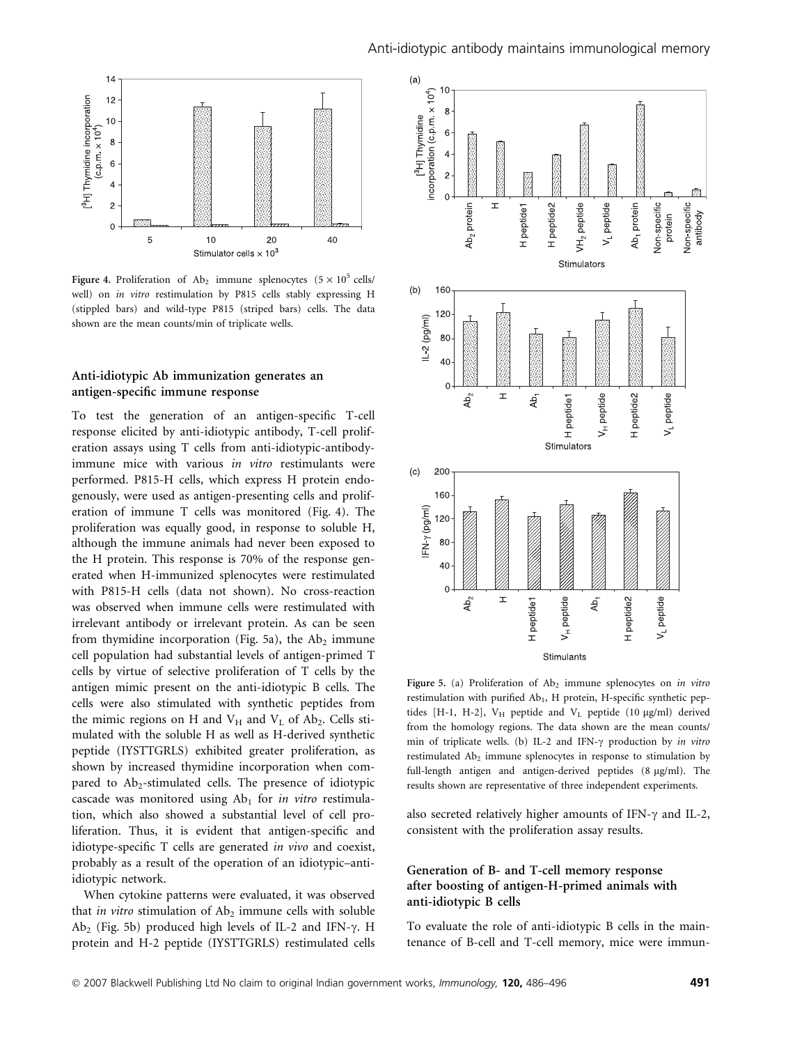Figure 4. Proliferation of $Ab_2$ immune splenocytes ($5 \times 10^5$ cells/well) on *in vitro* restimulation by P815 cells stably expressing H (stippled bars) and wild-type P815 (striped bars) cells. The data shown are the mean counts/min of triplicate wells.

### Anti-idiotypic Ab immunization generates an antigen-specific immune response

To test the generation of an antigen-specific T-cell response elicited by anti-idiotypic antibody, T-cell proliferation assays using T cells from anti-idiotypic-antibody-immune mice with various *in vitro* restimulants were performed. P815-H cells, which express H protein endogenously, were used as antigen-presenting cells and proliferation of immune T cells was monitored (Fig. 4). The proliferation was equally good, in response to soluble H, although the immune animals had never been exposed to the H protein. This response is 70% of the response generated when H-immunized splenocytes were restimulated with P815-H cells (data not shown). No cross-reaction was observed when immune cells were restimulated with irrelevant antibody or irrelevant protein. As can be seen from thymidine incorporation (Fig. 5a), the $Ab_2$ immune cell population had substantial levels of antigen-primed T cells by virtue of selective proliferation of T cells by the antigen mimic present on the anti-idiotypic B cells. The cells were also stimulated with synthetic peptides from the mimic regions on H and $V_H$ and $V_L$ of $Ab_2$. Cells stimulated with the soluble H as well as H-derived synthetic peptide (IYSTTGRLS) exhibited greater proliferation, as shown by increased thymidine incorporation when compared to $Ab_2$-stimulated cells. The presence of idiotypic cascade was monitored using $Ab_1$ for *in vitro* restimulation, which also showed a substantial level of cell proliferation. Thus, it is evident that antigen-specific and idiotype-specific T cells are generated *in vivo* and coexist, probably as a result of the operation of an idiotypic–anti-idiotypic network.

When cytokine patterns were evaluated, it was observed that *in vitro* stimulation of $Ab_2$ immune cells with soluble $Ab_2$ (Fig. 5b) produced high levels of IL-2 and IFN-$\gamma$. H protein and H-2 peptide (IYSTTGRLS) restimulated cells also secreted relatively higher amounts of IFN-$\gamma$ and IL-2, consistent with the proliferation assay results.

Figure 5. (a) Proliferation of $Ab_2$ immune splenocytes on *in vitro* restimulation with purified $Ab_1$, H protein, H-specific synthetic peptides [H-1, H-2], $V_H$ peptide and $V_L$ peptide (10 μg/ml) derived from the homology regions. The data shown are the mean counts/min of triplicate wells. (b) IL-2 and IFN-$\gamma$ production by *in vitro* restimulated $Ab_2$ immune splenocytes in response to stimulation by full-length antigen and antigen-derived peptides (8 μg/ml). The results shown are representative of three independent experiments.

### Generation of B- and T-cell memory response after boosting of antigen-H-primed animals with anti-idiotypic B cells

To evaluate the role of anti-idiotypic B cells in the maintenance of B-cell and T-cell memory, mice were immun-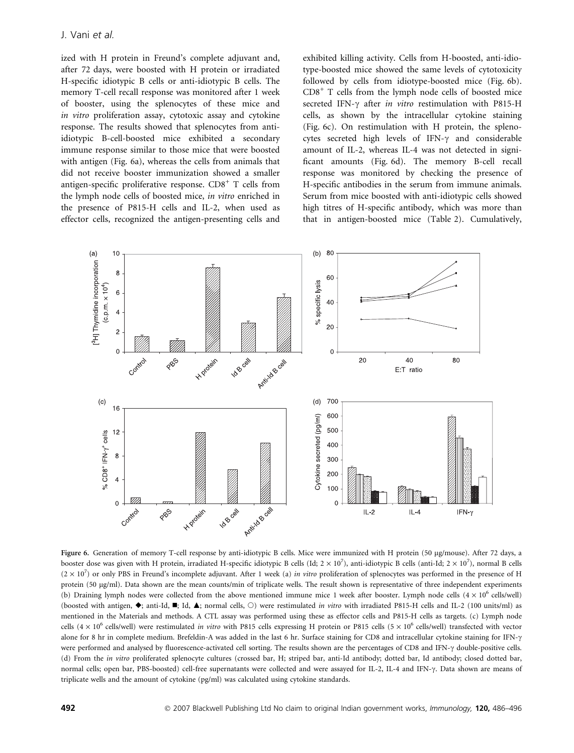ized with H protein in Freund's complete adjuvant and, after 72 days, were boosted with H protein or irradiated H-specific idiotypic B cells or anti-idiotypic B cells. The memory T-cell recall response was monitored after 1 week of booster, using the splenocytes of these mice and *in vitro* proliferation assay, cytotoxic assay and cytokine response. The results showed that splenocytes from anti-idiotypic B-cell-boosted mice exhibited a secondary immune response similar to those mice that were boosted with antigen (Fig. 6a), whereas the cells from animals that did not receive booster immunization showed a smaller antigen-specific proliferative response. $CD8^+$ T cells from the lymph node cells of boosted mice, *in vitro* enriched in the presence of P815-H cells and IL-2, when used as effector cells, recognized the antigen-presenting cells and exhibited killing activity. Cells from H-boosted, anti-idiotype-boosted mice showed the same levels of cytotoxicity followed by cells from idiotype-boosted mice (Fig. 6b). $CD8^+$ T cells from the lymph node cells of boosted mice secreted IFN-$\gamma$ after *in vitro* restimulation with P815-H cells, as shown by the intracellular cytokine staining (Fig. 6c). On restimulation with H protein, the splenocytes secreted high levels of IFN-$\gamma$ and considerable amount of IL-2, whereas IL-4 was not detected in significant amounts (Fig. 6d). The memory B-cell recall response was monitored by checking the presence of H-specific antibodies in the serum from immune animals. Serum from mice boosted with anti-idiotypic cells showed high titres of H-specific antibody, which was more than that in antigen-boosted mice (Table 2). Cumulatively,

**Figure 6.** Generation of memory T-cell response by anti-idiotypic B cells. Mice were immunized with H protein (50 μg/mouse). After 72 days, a booster dose was given with H protein, irradiated H-specific idiotypic B cells (Id; $2 \times 10^7$), anti-idiotypic B cells (anti-Id; $2 \times 10^7$), normal B cells ($2 \times 10^7$) or only PBS in Freund's incomplete adjuvant. After 1 week (a) *in vitro* proliferation of splenocytes was performed in the presence of H protein (50 μg/ml). Data shown are the mean counts/min of triplicate wells. The result shown is representative of three independent experiments (b) Draining lymph nodes were collected from the above mentioned immune mice 1 week after booster. Lymph node cells ($4 \times 10^6$ cells/well) (boosted with antigen, ◆; anti-Id, ■; Id, ▲; normal cells, ○) were restimulated *in vitro* with irradiated P815-H cells and IL-2 (100 units/ml) as mentioned in the Materials and methods. A CTL assay was performed using these as effector cells and P815-H cells as targets. (c) Lymph node cells ($4 \times 10^6$ cells/well) were restimulated *in vitro* with P815 cells expressing H protein or P815 cells ($5 \times 10^6$ cells/well) transfected with vector alone for 8 hr in complete medium. Brefeldin-A was added in the last 6 hr. Surface staining for CD8 and intracellular cytokine staining for IFN-$\gamma$ were performed and analysed by fluorescence-activated cell sorting. The results shown are the percentages of CD8 and IFN-$\gamma$ double-positive cells. (d) From the *in vitro* proliferated splenocyte cultures (crossed bar, H; striped bar, anti-Id antibody; dotted bar, Id antibody; closed dotted bar, normal cells; open bar, PBS-boosted) cell-free supernatants were collected and were assayed for IL-2, IL-4 and IFN-$\gamma$. Data shown are means of triplicate wells and the amount of cytokine (pg/ml) was calculated using cytokine standards.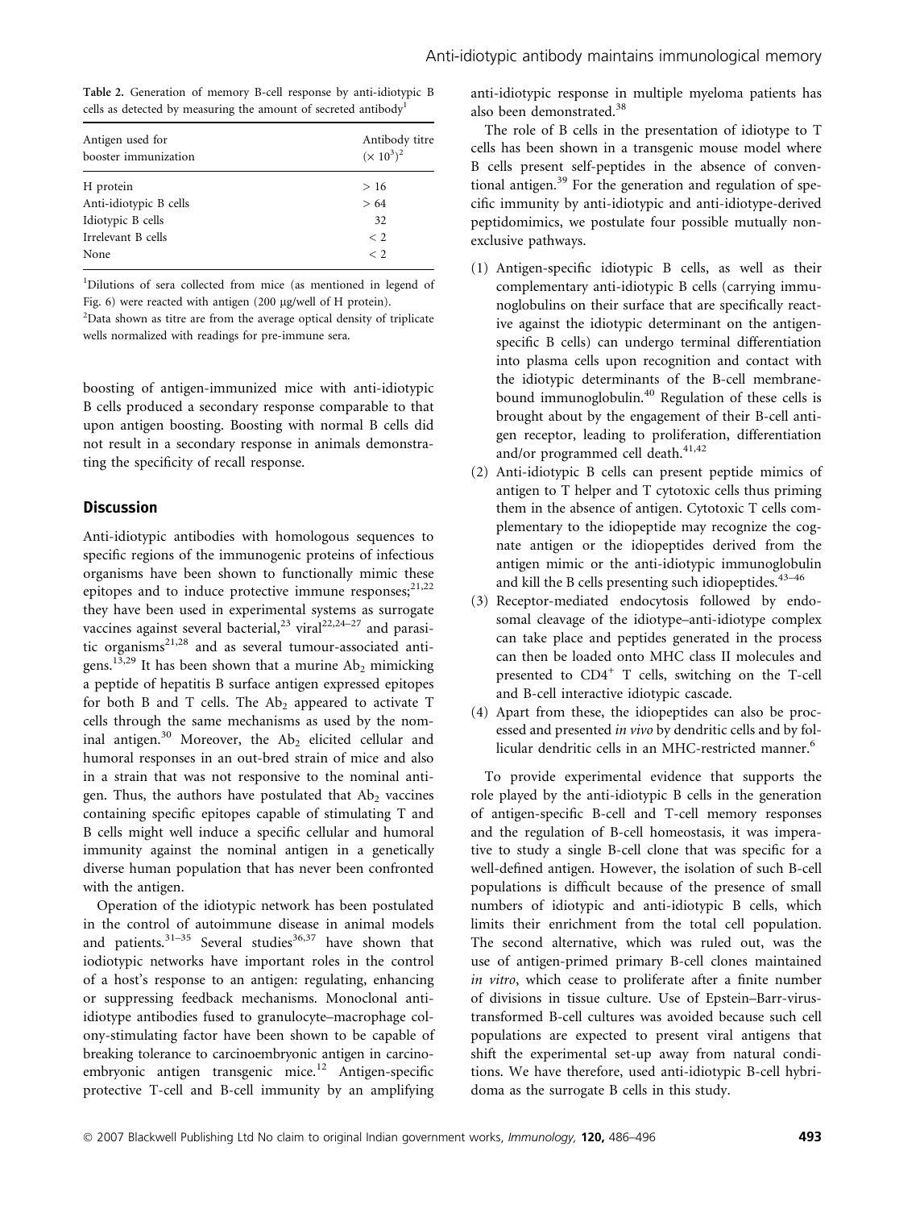**Table 2.** Generation of memory B-cell response by anti-idiotypic B cells as detected by measuring the amount of secreted antibody[1]

| Antigen used for booster immunization | Antibody titre ($\times 10^3$)[2] |
|---|---|
| H protein | > 16 |
| Anti-idiotypic B cells | > 64 |
| Idiotypic B cells | 32 |
| Irrelevant B cells | < 2 |
| None | < 2 |

[1]Dilutions of sera collected from mice (as mentioned in legend of Fig. 6) were reacted with antigen (200 μg/well of H protein).

[2]Data shown as titre are from the average optical density of triplicate wells normalized with readings for pre-immune sera.

boosting of antigen-immunized mice with anti-idiotypic B cells produced a secondary response comparable to that upon antigen boosting. Boosting with normal B cells did not result in a secondary response in animals demonstrating the specificity of recall response.

## Discussion

Anti-idiotypic antibodies with homologous sequences to specific regions of the immunogenic proteins of infectious organisms have been shown to functionally mimic these epitopes and to induce protective immune responses;[21,22] they have been used in experimental systems as surrogate vaccines against several bacterial,[23] viral[22,24–27] and parasitic organisms[21,28] and as several tumour-associated antigens.[13,29] It has been shown that a murine $Ab_2$ mimicking a peptide of hepatitis B surface antigen expressed epitopes for both B and T cells. The $Ab_2$ appeared to activate T cells through the same mechanisms as used by the nominal antigen.[30] Moreover, the $Ab_2$ elicited cellular and humoral responses in an out-bred strain of mice and also in a strain that was not responsive to the nominal antigen. Thus, the authors have postulated that $Ab_2$ vaccines containing specific epitopes capable of stimulating T and B cells might well induce a specific cellular and humoral immunity against the nominal antigen in a genetically diverse human population that has never been confronted with the antigen.

Operation of the idiotypic network has been postulated in the control of autoimmune disease in animal models and patients.[31–35] Several studies[36,37] have shown that iodiotypic networks have important roles in the control of a host's response to an antigen: regulating, enhancing or suppressing feedback mechanisms. Monoclonal anti-idiotype antibodies fused to granulocyte–macrophage colony-stimulating factor have been shown to be capable of breaking tolerance to carcinoembryonic antigen in carcinoembryonic antigen transgenic mice.[12] Antigen-specific protective T-cell and B-cell immunity by an amplifying anti-idiotypic response in multiple myeloma patients has also been demonstrated.[38]

The role of B cells in the presentation of idiotype to T cells has been shown in a transgenic mouse model where B cells present self-peptides in the absence of conventional antigen.[39] For the generation and regulation of specific immunity by anti-idiotypic and anti-idiotype-derived peptidomimics, we postulate four possible mutually non-exclusive pathways.

1. Antigen-specific idiotypic B cells, as well as their complementary anti-idiotypic B cells (carrying immunoglobulins on their surface that are specifically reactive against the idiotypic determinant on the antigen-specific B cells) can undergo terminal differentiation into plasma cells upon recognition and contact with the idiotypic determinants of the B-cell membrane-bound immunoglobulin.[40] Regulation of these cells is brought about by the engagement of their B-cell antigen receptor, leading to proliferation, differentiation and/or programmed cell death.[41,42]
2. Anti-idiotypic B cells can present peptide mimics of antigen to T helper and T cytotoxic cells thus priming them in the absence of antigen. Cytotoxic T cells complementary to the idiopeptide may recognize the cognate antigen or the idiopeptides derived from the antigen mimic or the anti-idiotypic immunoglobulin and kill the B cells presenting such idiopeptides.[43–46]
3. Receptor-mediated endocytosis followed by endosomal cleavage of the idiotype–anti-idiotype complex can take place and peptides generated in the process can then be loaded onto MHC class II molecules and presented to $CD4^+$ T cells, switching on the T-cell and B-cell interactive idiotypic cascade.
4. Apart from these, the idiopeptides can also be processed and presented *in vivo* by dendritic cells and by follicular dendritic cells in an MHC-restricted manner.[6]

To provide experimental evidence that supports the role played by the anti-idiotypic B cells in the generation of antigen-specific B-cell and T-cell memory responses and the regulation of B-cell homeostasis, it was imperative to study a single B-cell clone that was specific for a well-defined antigen. However, the isolation of such B-cell populations is difficult because of the presence of small numbers of idiotypic and anti-idiotypic B cells, which limits their enrichment from the total cell population. The second alternative, which was ruled out, was the use of antigen-primed primary B-cell clones maintained *in vitro*, which cease to proliferate after a finite number of divisions in tissue culture. Use of Epstein–Barr-virus-transformed B-cell cultures was avoided because such cell populations are expected to present viral antigens that shift the experimental set-up away from natural conditions. We have therefore, used anti-idiotypic B-cell hybridoma as the surrogate B cells in this study.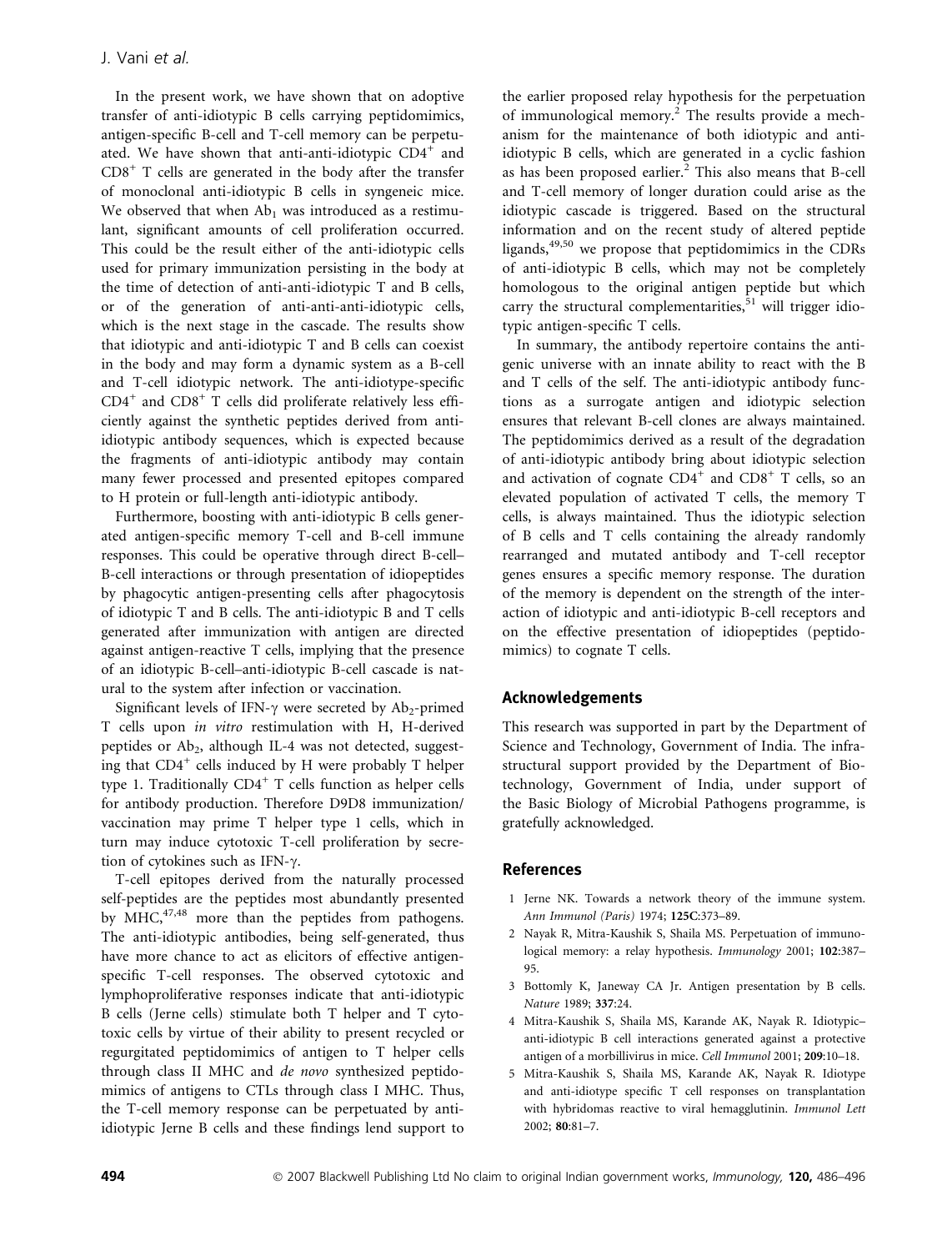In the present work, we have shown that on adoptive transfer of anti-idiotypic B cells carrying peptidomimics, antigen-specific B-cell and T-cell memory can be perpetuated. We have shown that anti-anti-idiotypic $CD4^+$ and $CD8^+$ T cells are generated in the body after the transfer of monoclonal anti-idiotypic B cells in syngeneic mice. We observed that when $Ab_1$ was introduced as a restimulant, significant amounts of cell proliferation occurred. This could be the result either of the anti-idiotypic cells used for primary immunization persisting in the body at the time of detection of anti-anti-idiotypic T and B cells, or of the generation of anti-anti-anti-idiotypic cells, which is the next stage in the cascade. The results show that idiotypic and anti-idiotypic T and B cells can coexist in the body and may form a dynamic system as a B-cell and T-cell idiotypic network. The anti-idiotype-specific $CD4^+$ and $CD8^+$ T cells did proliferate relatively less efficiently against the synthetic peptides derived from anti-idiotypic antibody sequences, which is expected because the fragments of anti-idiotypic antibody may contain many fewer processed and presented epitopes compared to H protein or full-length anti-idiotypic antibody.

Furthermore, boosting with anti-idiotypic B cells generated antigen-specific memory T-cell and B-cell immune responses. This could be operative through direct B-cell–B-cell interactions or through presentation of idiopeptides by phagocytic antigen-presenting cells after phagocytosis of idiotypic T and B cells. The anti-idiotypic B and T cells generated after immunization with antigen are directed against antigen-reactive T cells, implying that the presence of an idiotypic B-cell–anti-idiotypic B-cell cascade is natural to the system after infection or vaccination.

Significant levels of IFN-γ were secreted by $Ab_2$-primed T cells upon *in vitro* restimulation with H, H-derived peptides or $Ab_2$, although IL-4 was not detected, suggesting that $CD4^+$ cells induced by H were probably T helper type 1. Traditionally $CD4^+$ T cells function as helper cells for antibody production. Therefore D9D8 immunization/vaccination may prime T helper type 1 cells, which in turn may induce cytotoxic T-cell proliferation by secretion of cytokines such as IFN-γ.

T-cell epitopes derived from the naturally processed self-peptides are the peptides most abundantly presented by MHC,[47,48] more than the peptides from pathogens. The anti-idiotypic antibodies, being self-generated, thus have more chance to act as elicitors of effective antigen-specific T-cell responses. The observed cytotoxic and lymphoproliferative responses indicate that anti-idiotypic B cells (Jerne cells) stimulate both T helper and T cytotoxic cells by virtue of their ability to present recycled or regurgitated peptidomimics of antigen to T helper cells through class II MHC and *de novo* synthesized peptidomimics of antigens to CTLs through class I MHC. Thus, the T-cell memory response can be perpetuated by anti-idiotypic Jerne B cells and these findings lend support to the earlier proposed relay hypothesis for the perpetuation of immunological memory.[2] The results provide a mechanism for the maintenance of both idiotypic and anti-idiotypic B cells, which are generated in a cyclic fashion as has been proposed earlier.[2] This also means that B-cell and T-cell memory of longer duration could arise as the idiotypic cascade is triggered. Based on the structural information and on the recent study of altered peptide ligands,[49,50] we propose that peptidomimics in the CDRs of anti-idiotypic B cells, which may not be completely homologous to the original antigen peptide but which carry the structural complementarities,[51] will trigger idiotypic antigen-specific T cells.

In summary, the antibody repertoire contains the antigenic universe with an innate ability to react with the B and T cells of the self. The anti-idiotypic antibody functions as a surrogate antigen and idiotypic selection ensures that relevant B-cell clones are always maintained. The peptidomimics derived as a result of the degradation of anti-idiotypic antibody bring about idiotypic selection and activation of cognate $CD4^+$ and $CD8^+$ T cells, so an elevated population of activated T cells, the memory T cells, is always maintained. Thus the idiotypic selection of B cells and T cells containing the already randomly rearranged and mutated antibody and T-cell receptor genes ensures a specific memory response. The duration of the memory is dependent on the strength of the interaction of idiotypic and anti-idiotypic B-cell receptors and on the effective presentation of idiopeptides (peptidomimics) to cognate T cells.

## Acknowledgements

This research was supported in part by the Department of Science and Technology, Government of India. The infrastructural support provided by the Department of Biotechnology, Government of India, under support of the Basic Biology of Microbial Pathogens programme, is gratefully acknowledged.

## References

1 Jerne NK. Towards a network theory of the immune system. *Ann Immunol (Paris)* 1974; **125C**:373–89.

2 Nayak R, Mitra-Kaushik S, Shaila MS. Perpetuation of immunological memory: a relay hypothesis. *Immunology* 2001; **102**:387–95.

3 Bottomly K, Janeway CA Jr. Antigen presentation by B cells. *Nature* 1989; **337**:24.

4 Mitra-Kaushik S, Shaila MS, Karande AK, Nayak R. Idiotypic–anti-idiotypic B cell interactions generated against a protective antigen of a morbillivirus in mice. *Cell Immunol* 2001; **209**:10–18.

5 Mitra-Kaushik S, Shaila MS, Karande AK, Nayak R. Idiotype and anti-idiotype specific T cell responses on transplantation with hybridomas reactive to viral hemagglutinin. *Immunol Lett* 2002; **80**:81–7.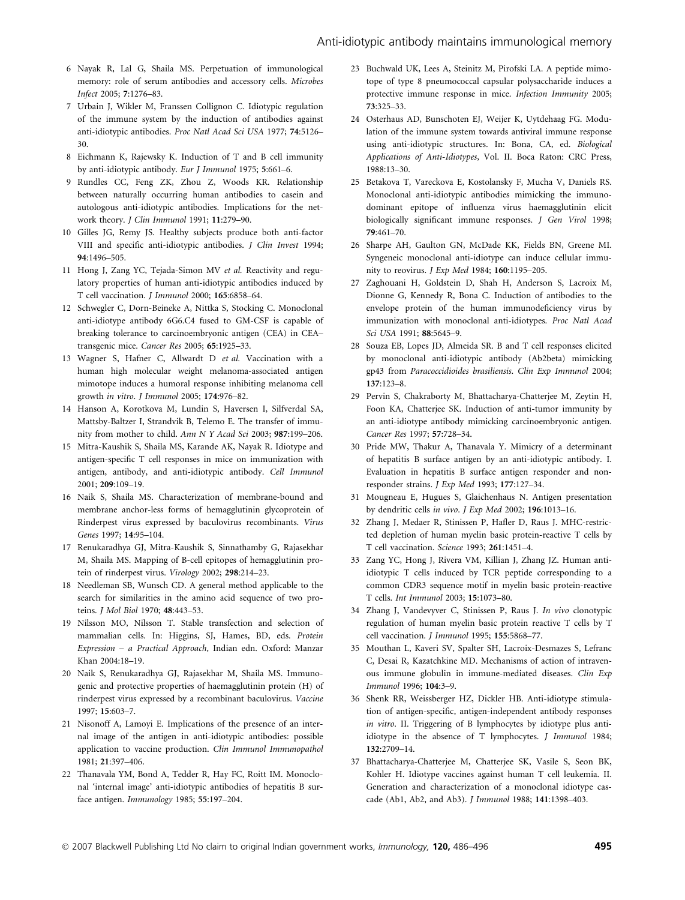6 Nayak R, Lal G, Shaila MS. Perpetuation of immunological memory: role of serum antibodies and accessory cells. *Microbes Infect* 2005; **7**:1276–83.

7 Urbain J, Wikler M, Franssen Collignon C. Idiotypic regulation of the immune system by the induction of antibodies against anti-idiotypic antibodies. *Proc Natl Acad Sci USA* 1977; **74**:5126–30.

8 Eichmann K, Rajewsky K. Induction of T and B cell immunity by anti-idiotypic antibody. *Eur J Immunol* 1975; **5**:661–6.

9 Rundles CC, Feng ZK, Zhou Z, Woods KR. Relationship between naturally occurring human antibodies to casein and autologous anti-idiotypic antibodies. Implications for the network theory. *J Clin Immunol* 1991; **11**:279–90.

10 Gilles JG, Remy JS. Healthy subjects produce both anti-factor VIII and specific anti-idiotypic antibodies. *J Clin Invest* 1994; **94**:1496–505.

11 Hong J, Zang YC, Tejada-Simon MV *et al.* Reactivity and regulatory properties of human anti-idiotypic antibodies induced by T cell vaccination. *J Immunol* 2000; **165**:6858–64.

12 Schwegler C, Dorn-Beineke A, Nittka S, Stocking C. Monoclonal anti-idiotype antibody 6G6.C4 fused to GM-CSF is capable of breaking tolerance to carcinoembryonic antigen (CEA) in CEA–transgenic mice. *Cancer Res* 2005; **65**:1925–33.

13 Wagner S, Hafner C, Allwardt D *et al.* Vaccination with a human high molecular weight melanoma-associated antigen mimotope induces a humoral response inhibiting melanoma cell growth *in vitro*. *J Immunol* 2005; **174**:976–82.

14 Hanson A, Korotkova M, Lundin S, Haversen I, Silfverdal SA, Mattsby-Baltzer I, Strandvik B, Telemo E. The transfer of immunity from mother to child. *Ann N Y Acad Sci* 2003; **987**:199–206.

15 Mitra-Kaushik S, Shaila MS, Karande AK, Nayak R. Idiotype and antigen-specific T cell responses in mice on immunization with antigen, antibody, and anti-idiotypic antibody. *Cell Immunol* 2001; **209**:109–19.

16 Naik S, Shaila MS. Characterization of membrane-bound and membrane anchor-less forms of hemagglutinin glycoprotein of Rinderpest virus expressed by baculovirus recombinants. *Virus Genes* 1997; **14**:95–104.

17 Renukaradhya GJ, Mitra-Kaushik S, Sinnathamby G, Rajasekhar M, Shaila MS. Mapping of B-cell epitopes of hemagglutinin protein of rinderpest virus. *Virology* 2002; **298**:214–23.

18 Needleman SB, Wunsch CD. A general method applicable to the search for similarities in the amino acid sequence of two proteins. *J Mol Biol* 1970; **48**:443–53.

19 Nilsson MO, Nilsson T. Stable transfection and selection of mammalian cells. In: Higgins, SJ, Hames, BD, eds. *Protein Expression – a Practical Approach*, Indian edn. Oxford: Manzar Khan 2004:18–19.

20 Naik S, Renukaradhya GJ, Rajasekhar M, Shaila MS. Immunogenic and protective properties of haemagglutinin protein (H) of rinderpest virus expressed by a recombinant baculovirus. *Vaccine* 1997; **15**:603–7.

21 Nisonoff A, Lamoyi E. Implications of the presence of an internal image of the antigen in anti-idiotypic antibodies: possible application to vaccine production. *Clin Immunol Immunopathol* 1981; **21**:397–406.

22 Thanavala YM, Bond A, Tedder R, Hay FC, Roitt IM. Monoclonal 'internal image' anti-idiotypic antibodies of hepatitis B surface antigen. *Immunology* 1985; **55**:197–204.

23 Buchwald UK, Lees A, Steinitz M, Pirofski LA. A peptide mimotope of type 8 pneumococcal capsular polysaccharide induces a protective immune response in mice. *Infection Immunity* 2005; **73**:325–33.

24 Osterhaus AD, Bunschoten EJ, Weijer K, Uytdehaag FG. Modulation of the immune system towards antiviral immune response using anti-idiotypic structures. In: Bona, CA, ed. *Biological Applications of Anti-Idiotypes*, Vol. II. Boca Raton: CRC Press, 1988:13–30.

25 Betakova T, Vareckova E, Kostolansky F, Mucha V, Daniels RS. Monoclonal anti-idiotypic antibodies mimicking the immunodominant epitope of influenza virus haemagglutinin elicit biologically significant immune responses. *J Gen Virol* 1998; **79**:461–70.

26 Sharpe AH, Gaulton GN, McDade KK, Fields BN, Greene MI. Syngeneic monoclonal anti-idiotype can induce cellular immunity to reovirus. *J Exp Med* 1984; **160**:1195–205.

27 Zaghouani H, Goldstein D, Shah H, Anderson S, Lacroix M, Dionne G, Kennedy R, Bona C. Induction of antibodies to the envelope protein of the human immunodeficiency virus by immunization with monoclonal anti-idiotypes. *Proc Natl Acad Sci USA* 1991; **88**:5645–9.

28 Souza EB, Lopes JD, Almeida SR. B and T cell responses elicited by monoclonal anti-idiotypic antibody (Ab2beta) mimicking gp43 from *Paracoccidioides brasiliensis*. *Clin Exp Immunol* 2004; **137**:123–8.

29 Pervin S, Chakraborty M, Bhattacharya-Chatterjee M, Zeytin H, Foon KA, Chatterjee SK. Induction of anti-tumor immunity by an anti-idiotype antibody mimicking carcinoembryonic antigen. *Cancer Res* 1997; **57**:728–34.

30 Pride MW, Thakur A, Thanavala Y. Mimicry of a determinant of hepatitis B surface antigen by an anti-idiotypic antibody. I. Evaluation in hepatitis B surface antigen responder and non-responder strains. *J Exp Med* 1993; **177**:127–34.

31 Mougneau E, Hugues S, Glaichenhaus N. Antigen presentation by dendritic cells *in vivo*. *J Exp Med* 2002; **196**:1013–16.

32 Zhang J, Medaer R, Stinissen P, Hafler D, Raus J. MHC-restricted depletion of human myelin basic protein-reactive T cells by T cell vaccination. *Science* 1993; **261**:1451–4.

33 Zang YC, Hong J, Rivera VM, Killian J, Zhang JZ. Human anti-idiotypic T cells induced by TCR peptide corresponding to a common CDR3 sequence motif in myelin basic protein-reactive T cells. *Int Immunol* 2003; **15**:1073–80.

34 Zhang J, Vandevyver C, Stinissen P, Raus J. *In vivo* clonotypic regulation of human myelin basic protein reactive T cells by T cell vaccination. *J Immunol* 1995; **155**:5868–77.

35 Mouthan L, Kaveri SV, Spalter SH, Lacroix-Desmazes S, Lefranc C, Desai R, Kazatchkine MD. Mechanisms of action of intravenous immune globulin in immune-mediated diseases. *Clin Exp Immunol* 1996; **104**:3–9.

36 Shenk RR, Weissberger HZ, Dickler HB. Anti-idiotype stimulation of antigen-specific, antigen-independent antibody responses *in vitro*. II. Triggering of B lymphocytes by idiotype plus anti-idiotype in the absence of T lymphocytes. *J Immunol* 1984; **132**:2709–14.

37 Bhattacharya-Chatterjee M, Chatterjee SK, Vasile S, Seon BK, Kohler H. Idiotype vaccines against human T cell leukemia. II. Generation and characterization of a monoclonal idiotype cascade (Ab1, Ab2, and Ab3). *J Immunol* 1988; **141**:1398–403.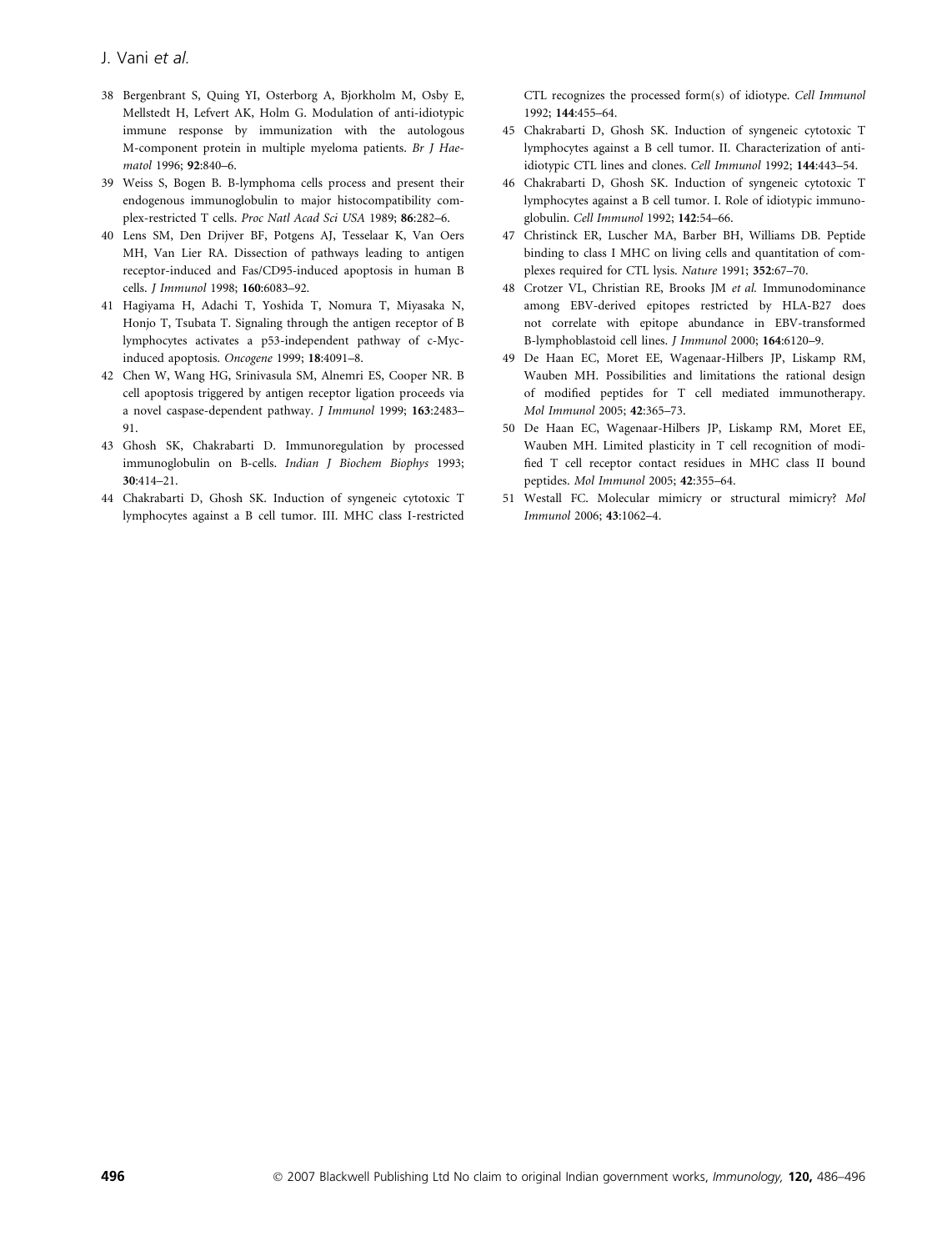38 Bergenbrant S, Quing YI, Osterborg A, Bjorkholm M, Osby E, Mellstedt H, Lefvert AK, Holm G. Modulation of anti-idiotypic immune response by immunization with the autologous M-component protein in multiple myeloma patients. *Br J Haematol* 1996; **92**:840–6.

39 Weiss S, Bogen B. B-lymphoma cells process and present their endogenous immunoglobulin to major histocompatibility complex-restricted T cells. *Proc Natl Acad Sci USA* 1989; **86**:282–6.

40 Lens SM, Den Drijver BF, Potgens AJ, Tesselaar K, Van Oers MH, Van Lier RA. Dissection of pathways leading to antigen receptor-induced and Fas/CD95-induced apoptosis in human B cells. *J Immunol* 1998; **160**:6083–92.

41 Hagiyama H, Adachi T, Yoshida T, Nomura T, Miyasaka N, Honjo T, Tsubata T. Signaling through the antigen receptor of B lymphocytes activates a p53-independent pathway of c-Myc-induced apoptosis. *Oncogene* 1999; **18**:4091–8.

42 Chen W, Wang HG, Srinivasula SM, Alnemri ES, Cooper NR. B cell apoptosis triggered by antigen receptor ligation proceeds via a novel caspase-dependent pathway. *J Immunol* 1999; **163**:2483–91.

43 Ghosh SK, Chakrabarti D. Immunoregulation by processed immunoglobulin on B-cells. *Indian J Biochem Biophys* 1993; **30**:414–21.

44 Chakrabarti D, Ghosh SK. Induction of syngeneic cytotoxic T lymphocytes against a B cell tumor. III. MHC class I-restricted CTL recognizes the processed form(s) of idiotype. *Cell Immunol* 1992; **144**:455–64.

45 Chakrabarti D, Ghosh SK. Induction of syngeneic cytotoxic T lymphocytes against a B cell tumor. II. Characterization of anti-idiotypic CTL lines and clones. *Cell Immunol* 1992; **144**:443–54.

46 Chakrabarti D, Ghosh SK. Induction of syngeneic cytotoxic T lymphocytes against a B cell tumor. I. Role of idiotypic immunoglobulin. *Cell Immunol* 1992; **142**:54–66.

47 Christinck ER, Luscher MA, Barber BH, Williams DB. Peptide binding to class I MHC on living cells and quantitation of complexes required for CTL lysis. *Nature* 1991; **352**:67–70.

48 Crotzer VL, Christian RE, Brooks JM *et al.* Immunodominance among EBV-derived epitopes restricted by HLA-B27 does not correlate with epitope abundance in EBV-transformed B-lymphoblastoid cell lines. *J Immunol* 2000; **164**:6120–9.

49 De Haan EC, Moret EE, Wagenaar-Hilbers JP, Liskamp RM, Wauben MH. Possibilities and limitations the rational design of modified peptides for T cell mediated immunotherapy. *Mol Immunol* 2005; **42**:365–73.

50 De Haan EC, Wagenaar-Hilbers JP, Liskamp RM, Moret EE, Wauben MH. Limited plasticity in T cell recognition of modified T cell receptor contact residues in MHC class II bound peptides. *Mol Immunol* 2005; **42**:355–64.

51 Westall FC. Molecular mimicry or structural mimicry? *Mol Immunol* 2006; **43**:1062–4.